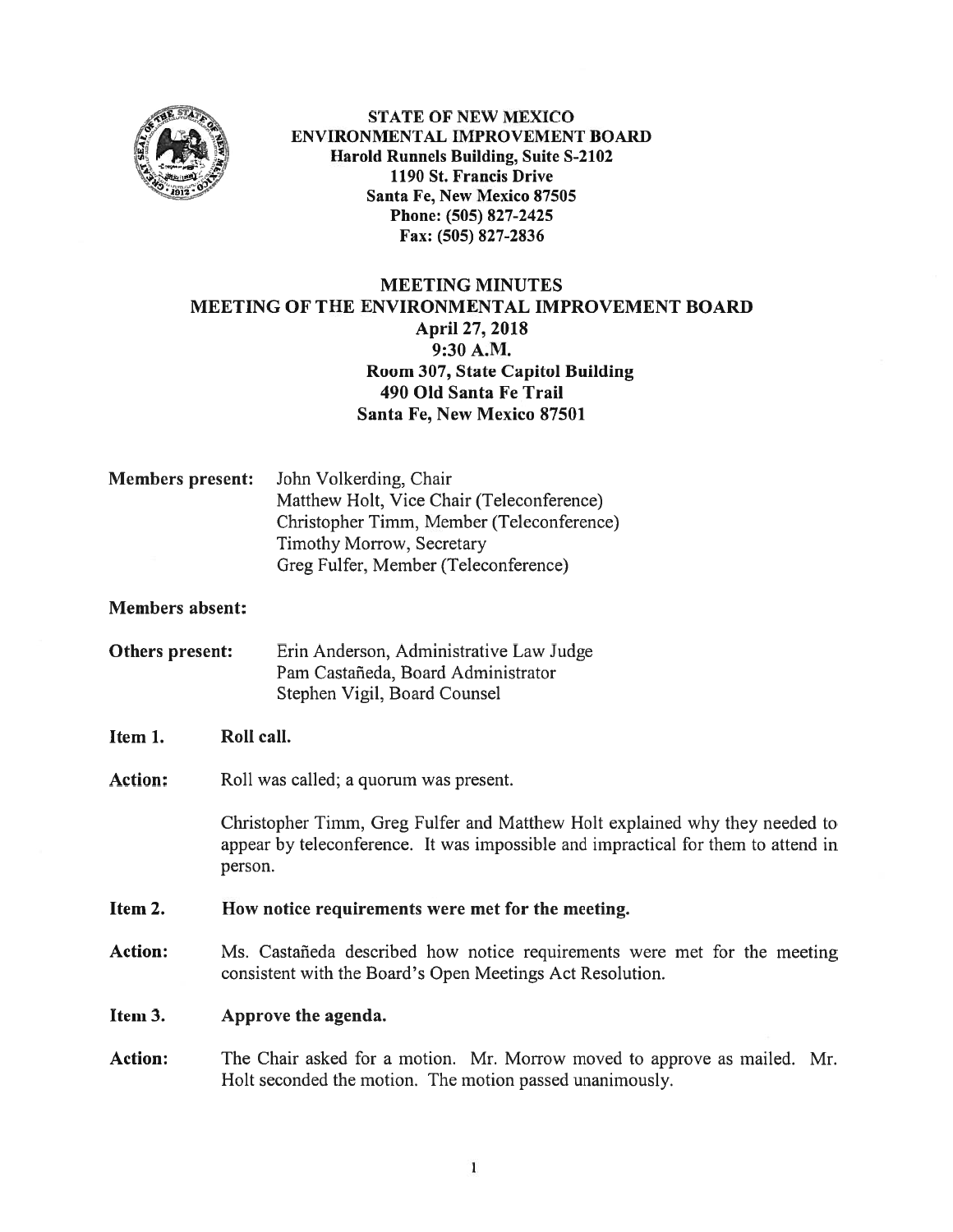**STATE OF NEW MEXICO**
**ENVIRONMENTAL IMPROVEMENT BOARD**
**Harold Runnels Building, Suite S-2102**
**1190 St. Francis Drive**
**Santa Fe, New Mexico 87505**
**Phone: (505) 827-2425**
**Fax: (505) 827-2836**

# MEETING MINUTES
## MEETING OF THE ENVIRONMENTAL IMPROVEMENT BOARD
**April 27, 2018**
**9:30 A.M.**
**Room 307, State Capitol Building**
**490 Old Santa Fe Trail**
**Santa Fe, New Mexico 87501**

**Members present:** John Volkerding, Chair
Matthew Holt, Vice Chair (Teleconference)
Christopher Timm, Member (Teleconference)
Timothy Morrow, Secretary
Greg Fulfer, Member (Teleconference)

**Members absent:**

**Others present:** Erin Anderson, Administrative Law Judge
Pam Castañeda, Board Administrator
Stephen Vigil, Board Counsel

**Item 1. Roll call.**

**Action:** Roll was called; a quorum was present.

Christopher Timm, Greg Fulfer and Matthew Holt explained why they needed to appear by teleconference. It was impossible and impractical for them to attend in person.

**Item 2. How notice requirements were met for the meeting.**

**Action:** Ms. Castañeda described how notice requirements were met for the meeting consistent with the Board's Open Meetings Act Resolution.

**Item 3. Approve the agenda.**

**Action:** The Chair asked for a motion. Mr. Morrow moved to approve as mailed. Mr. Holt seconded the motion. The motion passed unanimously.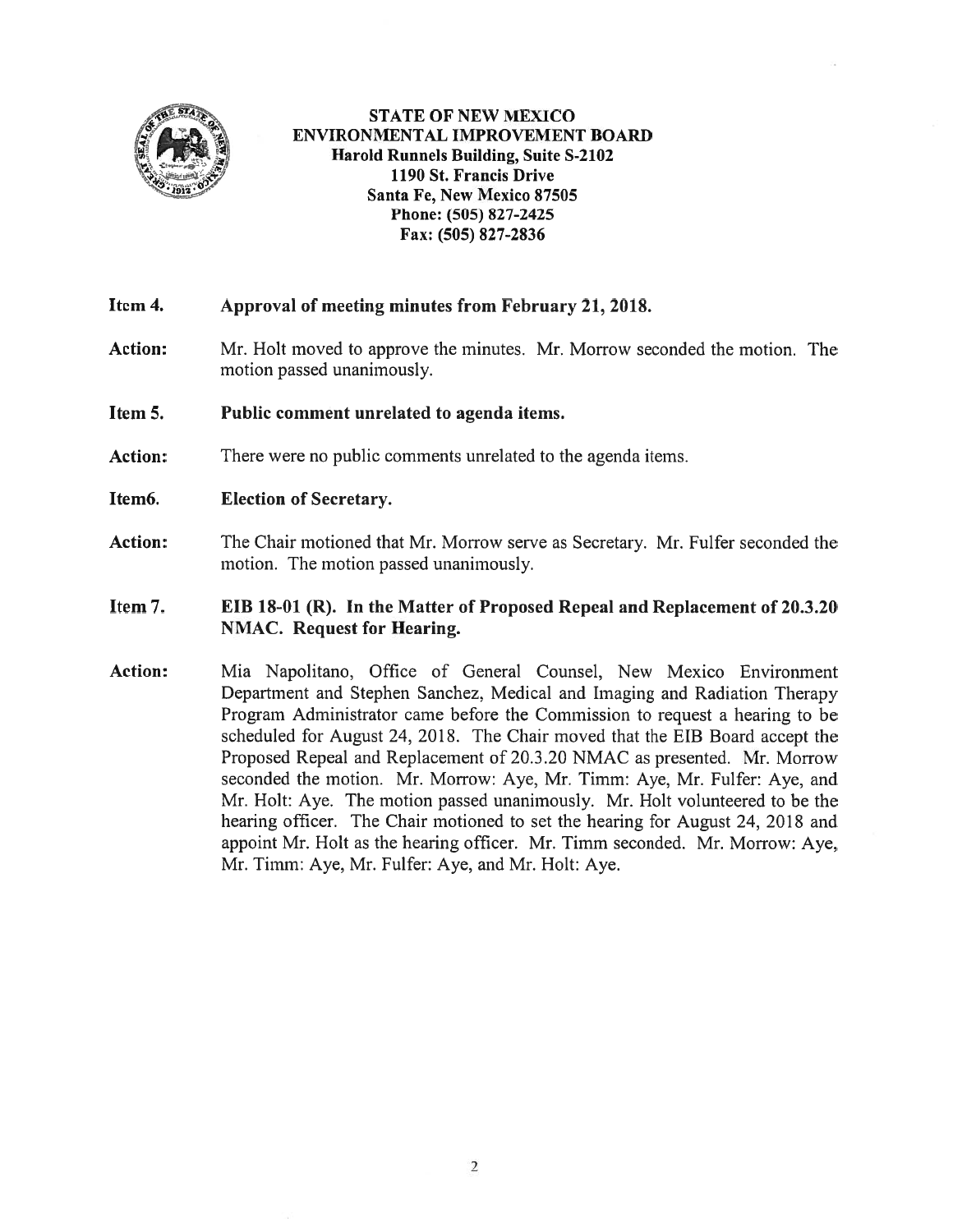**STATE OF NEW MEXICO**
**ENVIRONMENTAL IMPROVEMENT BOARD**
**Harold Runnels Building, Suite S-2102**
**1190 St. Francis Drive**
**Santa Fe, New Mexico 87505**
**Phone: (505) 827-2425**
**Fax: (505) 827-2836**

**Item 4.** **Approval of meeting minutes from February 21, 2018.**

**Action:** Mr. Holt moved to approve the minutes. Mr. Morrow seconded the motion. The motion passed unanimously.

**Item 5.** **Public comment unrelated to agenda items.**

**Action:** There were no public comments unrelated to the agenda items.

**Item6.** **Election of Secretary.**

**Action:** The Chair motioned that Mr. Morrow serve as Secretary. Mr. Fulfer seconded the motion. The motion passed unanimously.

**Item 7.** **EIB 18-01 (R). In the Matter of Proposed Repeal and Replacement of 20.3.20 NMAC. Request for Hearing.**

**Action:** Mia Napolitano, Office of General Counsel, New Mexico Environment Department and Stephen Sanchez, Medical and Imaging and Radiation Therapy Program Administrator came before the Commission to request a hearing to be scheduled for August 24, 2018. The Chair moved that the EIB Board accept the Proposed Repeal and Replacement of 20.3.20 NMAC as presented. Mr. Morrow seconded the motion. Mr. Morrow: Aye, Mr. Timm: Aye, Mr. Fulfer: Aye, and Mr. Holt: Aye. The motion passed unanimously. Mr. Holt volunteered to be the hearing officer. The Chair motioned to set the hearing for August 24, 2018 and appoint Mr. Holt as the hearing officer. Mr. Timm seconded. Mr. Morrow: Aye, Mr. Timm: Aye, Mr. Fulfer: Aye, and Mr. Holt: Aye.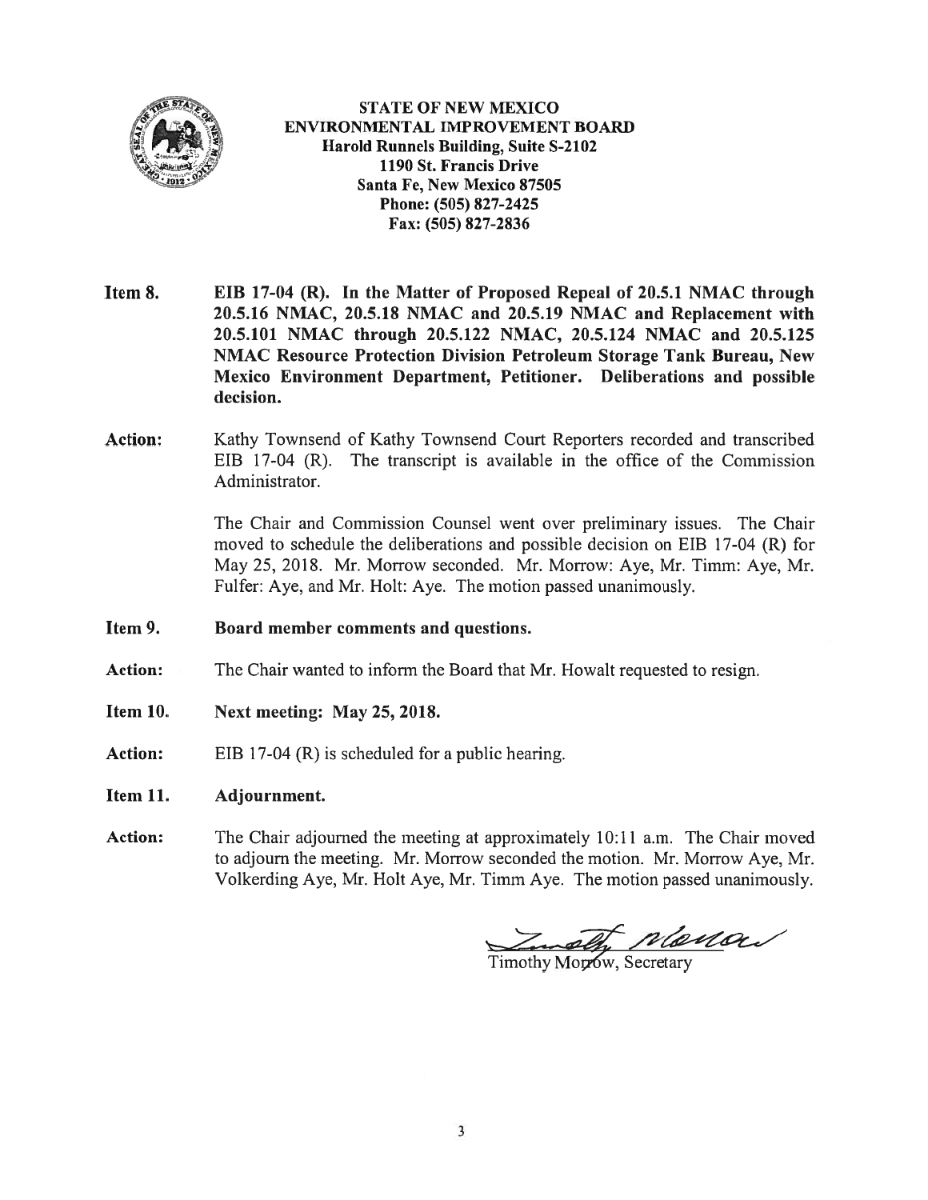**STATE OF NEW MEXICO**
**ENVIRONMENTAL IMPROVEMENT BOARD**
**Harold Runnels Building, Suite S-2102**
**1190 St. Francis Drive**
**Santa Fe, New Mexico 87505**
**Phone: (505) 827-2425**
**Fax: (505) 827-2836**

**Item 8.** **EIB 17-04 (R). In the Matter of Proposed Repeal of 20.5.1 NMAC through 20.5.16 NMAC, 20.5.18 NMAC and 20.5.19 NMAC and Replacement with 20.5.101 NMAC through 20.5.122 NMAC, 20.5.124 NMAC and 20.5.125 NMAC Resource Protection Division Petroleum Storage Tank Bureau, New Mexico Environment Department, Petitioner. Deliberations and possible decision.**

**Action:** Kathy Townsend of Kathy Townsend Court Reporters recorded and transcribed EIB 17-04 (R). The transcript is available in the office of the Commission Administrator.

The Chair and Commission Counsel went over preliminary issues. The Chair moved to schedule the deliberations and possible decision on EIB 17-04 (R) for May 25, 2018. Mr. Morrow seconded. Mr. Morrow: Aye, Mr. Timm: Aye, Mr. Fulfer: Aye, and Mr. Holt: Aye. The motion passed unanimously.

**Item 9.** **Board member comments and questions.**

**Action:** The Chair wanted to inform the Board that Mr. Howalt requested to resign.

**Item 10.** **Next meeting: May 25, 2018.**

**Action:** EIB 17-04 (R) is scheduled for a public hearing.

**Item 11.** **Adjournment.**

**Action:** The Chair adjourned the meeting at approximately 10:11 a.m. The Chair moved to adjourn the meeting. Mr. Morrow seconded the motion. Mr. Morrow Aye, Mr. Volkerding Aye, Mr. Holt Aye, Mr. Timm Aye. The motion passed unanimously.

Timothy Morrow, Secretary